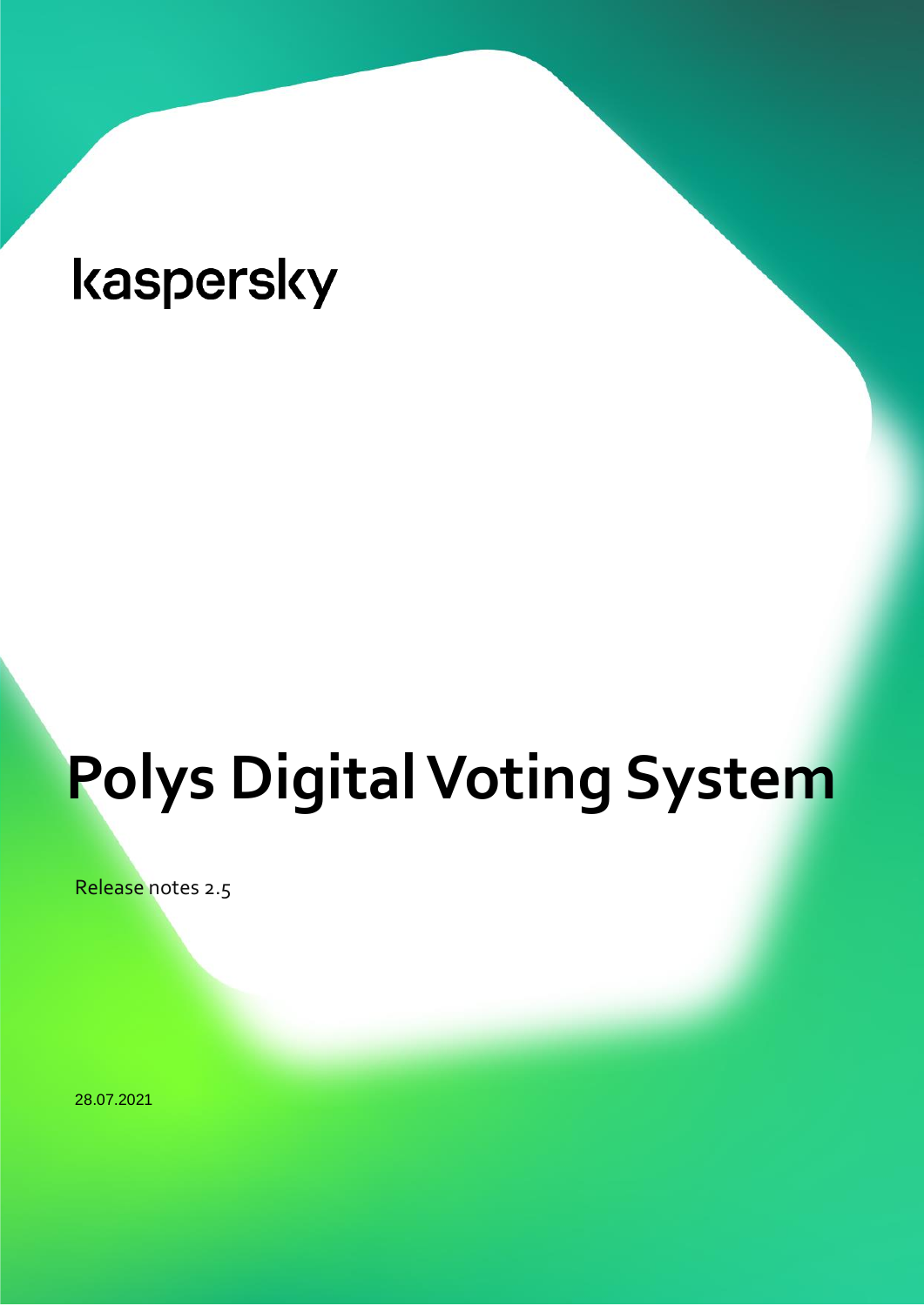kaspersky

# Polys Digital Voting System

Release notes 2.5

28.07.2021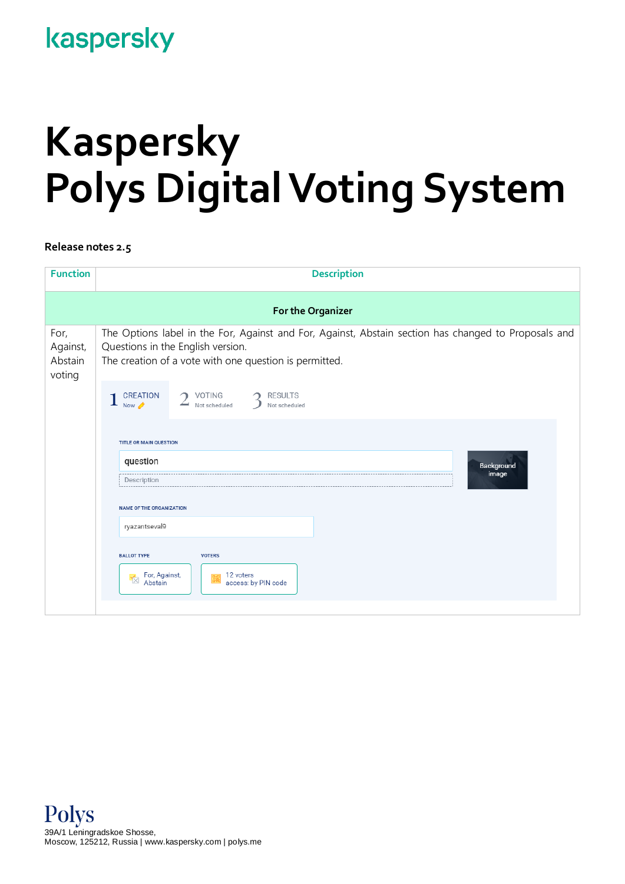kaspersky

# Kaspersky
# Polys Digital Voting System

**Release notes 2.5**

| Function | Description |
|---|---|
| **For the Organizer** | |
| For, Against, Abstain voting | The Options label in the For, Against and For, Against, Abstain section has changed to Proposals and Questions in the English version.<br>The creation of a vote with one question is permitted. |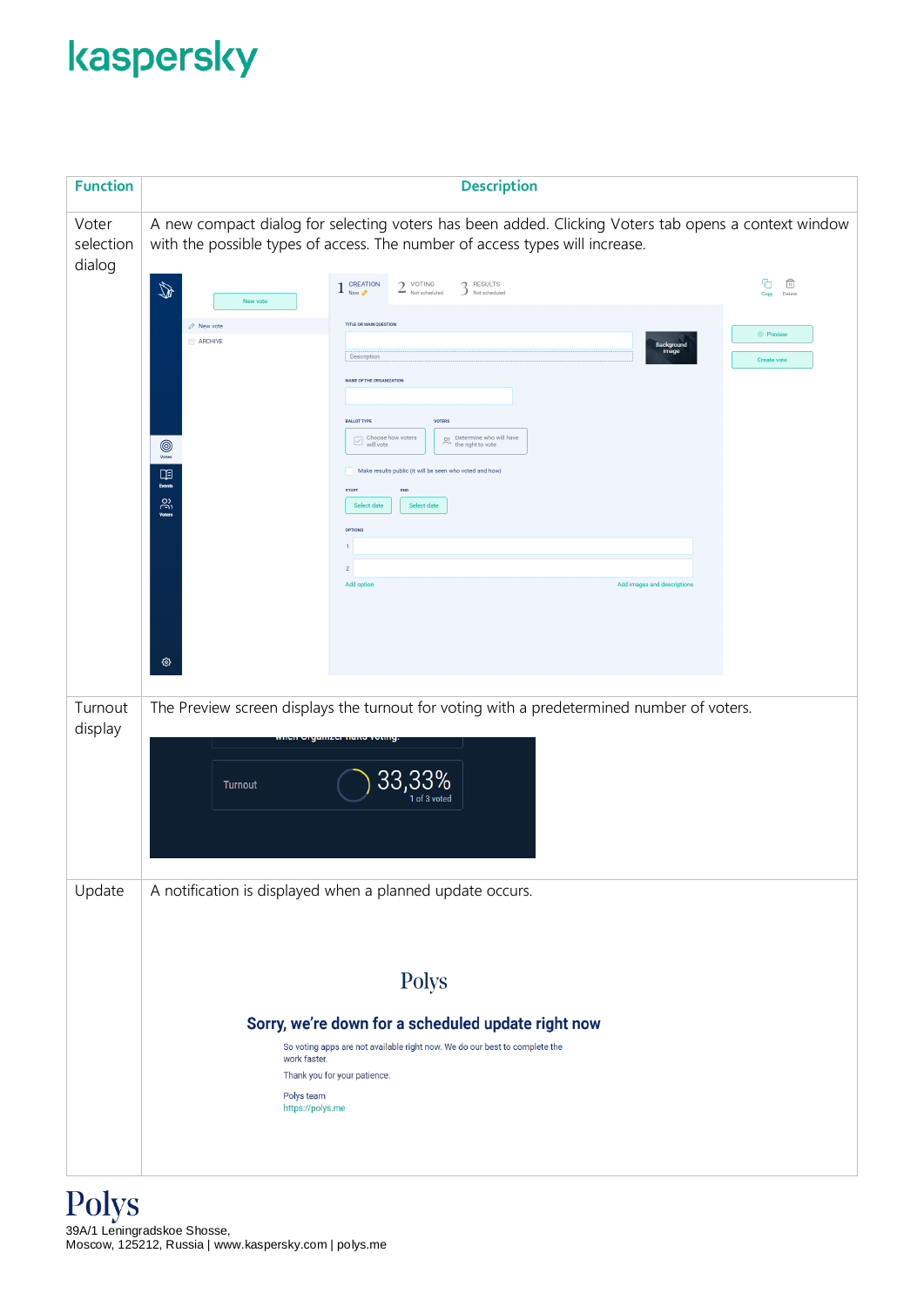| Function | Description |
| --- | --- |
| Voter selection dialog | A new compact dialog for selecting voters has been added. Clicking Voters tab opens a context window with the possible types of access. The number of access types will increase. |
| Turnout display | The Preview screen displays the turnout for voting with a predetermined number of voters. |
| Update | A notification is displayed when a planned update occurs. |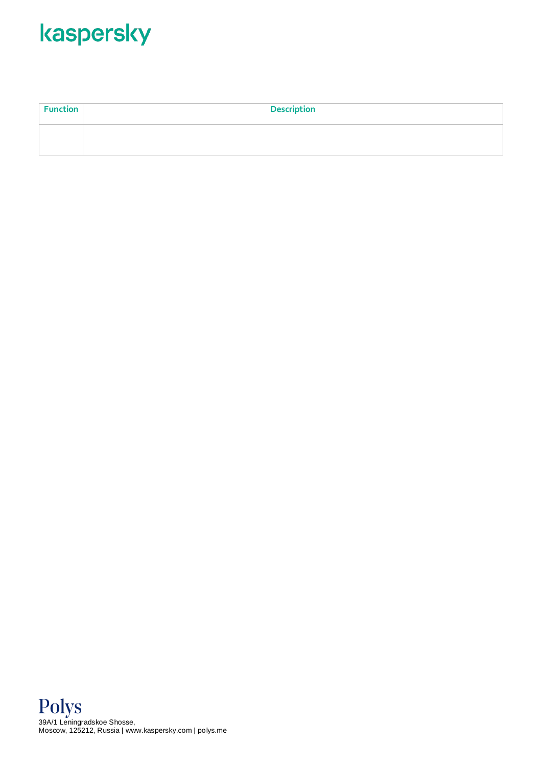| Function | Description |
|---|---|
| | |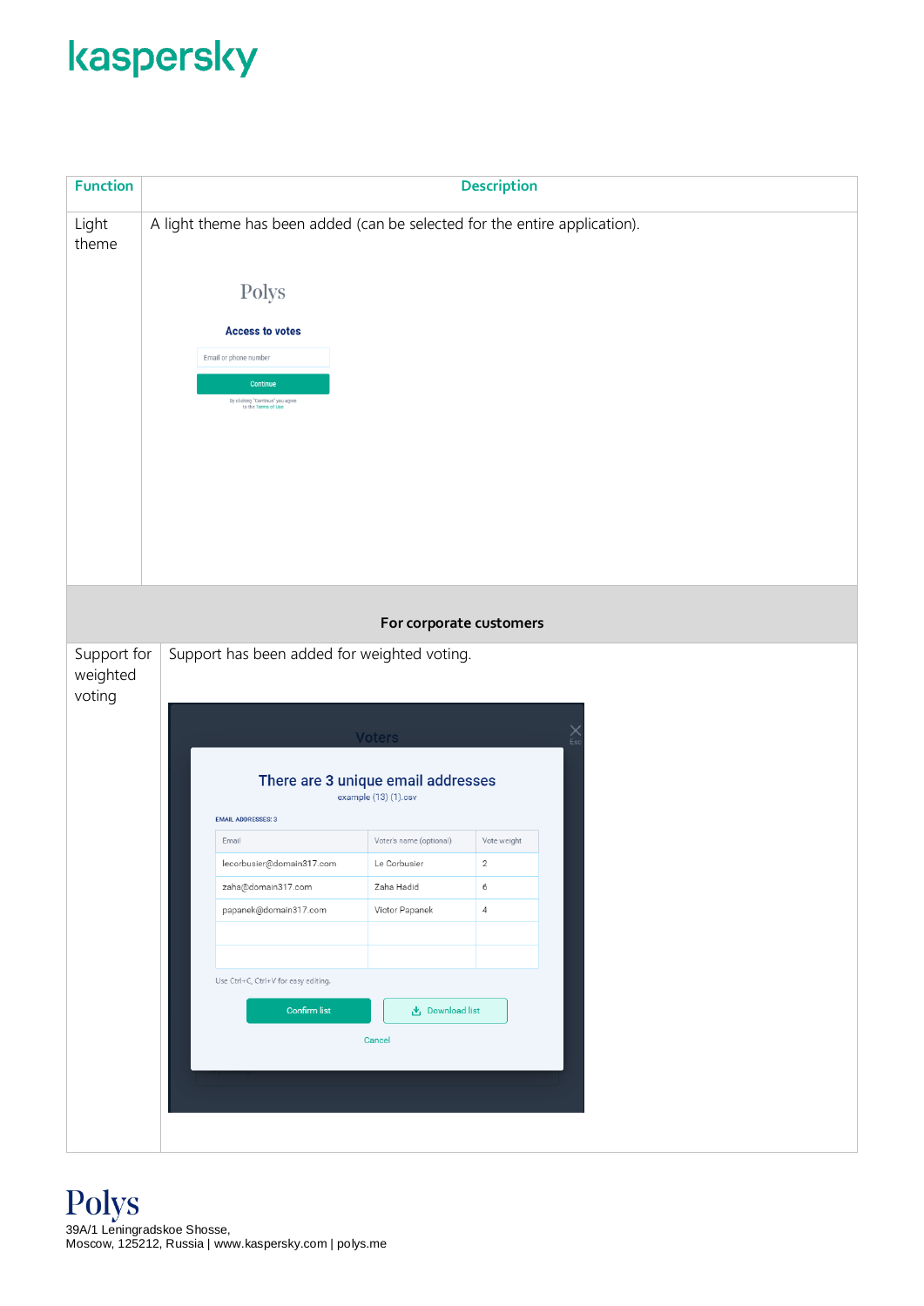| Function | Description |
|---|---|
| Light theme | A light theme has been added (can be selected for the entire application). |
| **For corporate customers** | |
| Support for weighted voting | Support has been added for weighted voting. |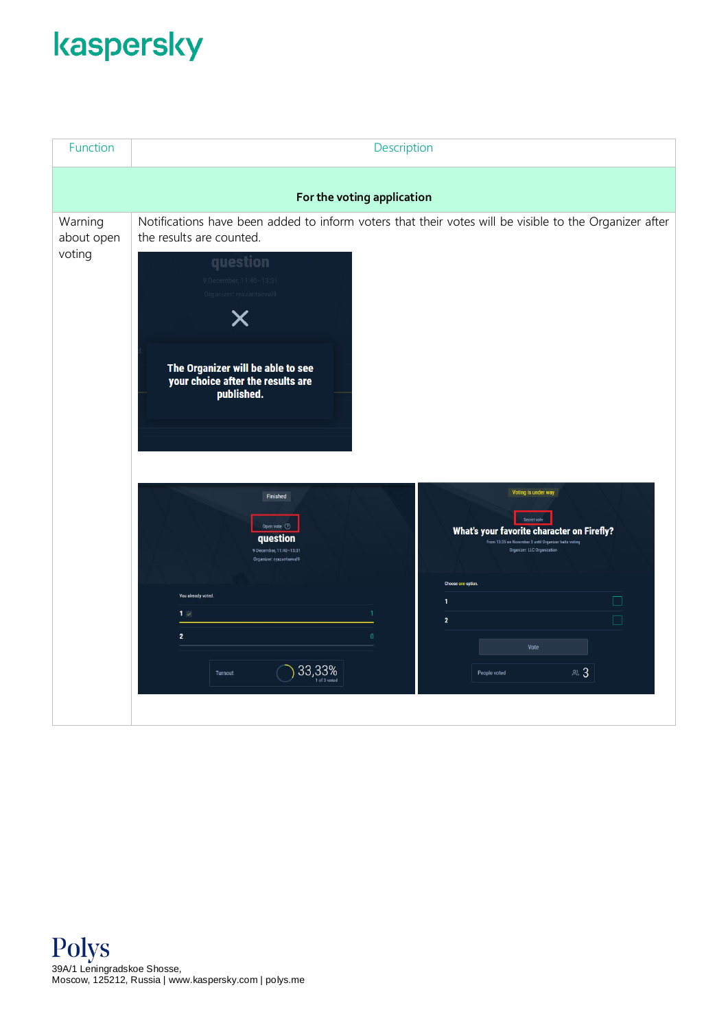| Function | Description |
| --- | --- |
| **For the voting application** | |
| Warning about open voting | Notifications have been added to inform voters that their votes will be visible to the Organizer after the results are counted. |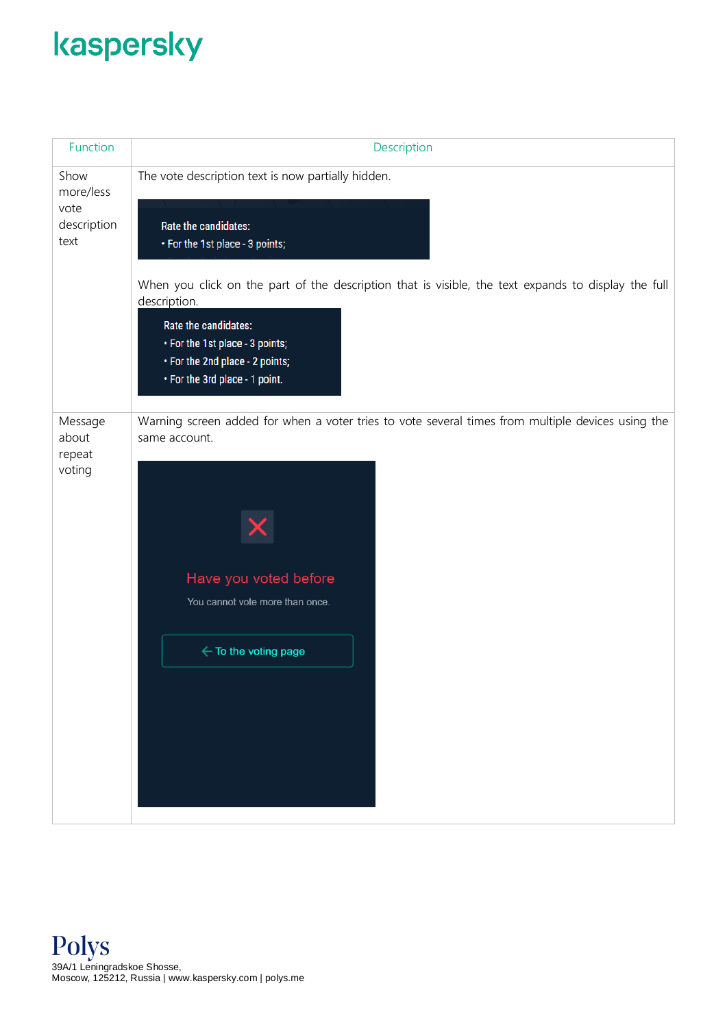| Function | Description |
| --- | --- |
| Show more/less vote description text | The vote description text is now partially hidden. Rate the candidates: • For the 1st place - 3 points; When you click on the part of the description that is visible, the text expands to display the full description. Rate the candidates: • For the 1st place - 3 points; • For the 2nd place - 2 points; • For the 3rd place - 1 point. |
| Message about repeat voting | Warning screen added for when a voter tries to vote several times from multiple devices using the same account. Have you voted before You cannot vote more than once. ← To the voting page |